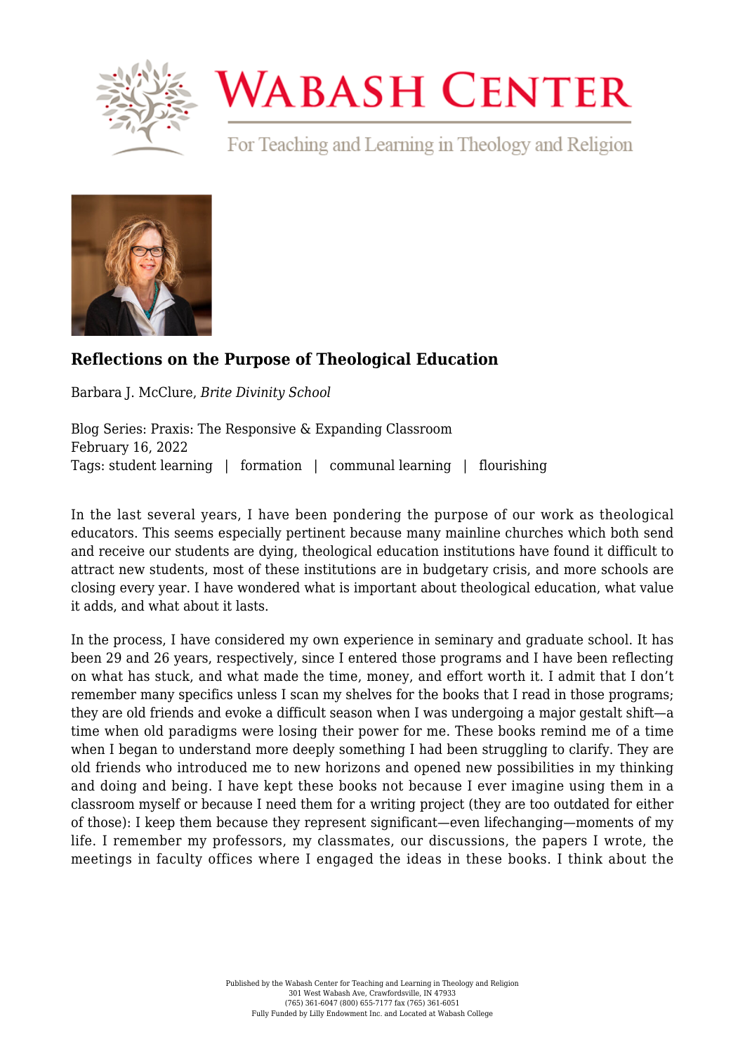# Reflections on the Purpose of Theological Education

Barbara J. McClure, *Brite Divinity School*

Blog Series: Praxis: The Responsive & Expanding Classroom
February 16, 2022
Tags: student learning | formation | communal learning | flourishing

In the last several years, I have been pondering the purpose of our work as theological educators. This seems especially pertinent because many mainline churches which both send and receive our students are dying, theological education institutions have found it difficult to attract new students, most of these institutions are in budgetary crisis, and more schools are closing every year. I have wondered what is important about theological education, what value it adds, and what about it lasts.

In the process, I have considered my own experience in seminary and graduate school. It has been 29 and 26 years, respectively, since I entered those programs and I have been reflecting on what has stuck, and what made the time, money, and effort worth it. I admit that I don't remember many specifics unless I scan my shelves for the books that I read in those programs; they are old friends and evoke a difficult season when I was undergoing a major gestalt shift—a time when old paradigms were losing their power for me. These books remind me of a time when I began to understand more deeply something I had been struggling to clarify. They are old friends who introduced me to new horizons and opened new possibilities in my thinking and doing and being. I have kept these books not because I ever imagine using them in a classroom myself or because I need them for a writing project (they are too outdated for either of those): I keep them because they represent significant—even lifechanging—moments of my life. I remember my professors, my classmates, our discussions, the papers I wrote, the meetings in faculty offices where I engaged the ideas in these books. I think about the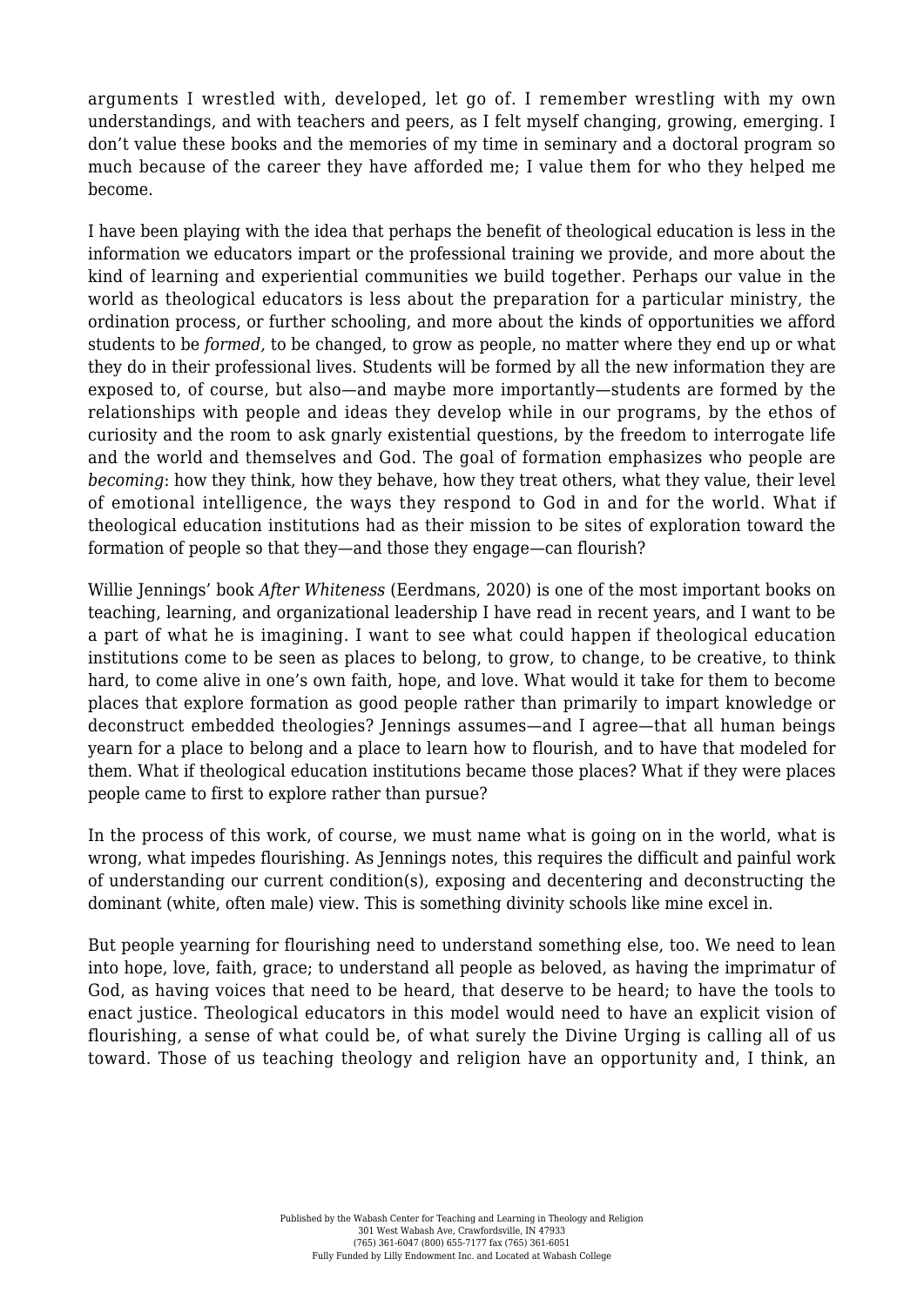arguments I wrestled with, developed, let go of. I remember wrestling with my own understandings, and with teachers and peers, as I felt myself changing, growing, emerging. I don't value these books and the memories of my time in seminary and a doctoral program so much because of the career they have afforded me; I value them for who they helped me become.

I have been playing with the idea that perhaps the benefit of theological education is less in the information we educators impart or the professional training we provide, and more about the kind of learning and experiential communities we build together. Perhaps our value in the world as theological educators is less about the preparation for a particular ministry, the ordination process, or further schooling, and more about the kinds of opportunities we afford students to be *formed,* to be changed, to grow as people, no matter where they end up or what they do in their professional lives. Students will be formed by all the new information they are exposed to, of course, but also—and maybe more importantly—students are formed by the relationships with people and ideas they develop while in our programs, by the ethos of curiosity and the room to ask gnarly existential questions, by the freedom to interrogate life and the world and themselves and God. The goal of formation emphasizes who people are *becoming*: how they think, how they behave, how they treat others, what they value, their level of emotional intelligence, the ways they respond to God in and for the world. What if theological education institutions had as their mission to be sites of exploration toward the formation of people so that they—and those they engage—can flourish?

Willie Jennings' book *After Whiteness* (Eerdmans, 2020) is one of the most important books on teaching, learning, and organizational leadership I have read in recent years, and I want to be a part of what he is imagining. I want to see what could happen if theological education institutions come to be seen as places to belong, to grow, to change, to be creative, to think hard, to come alive in one's own faith, hope, and love. What would it take for them to become places that explore formation as good people rather than primarily to impart knowledge or deconstruct embedded theologies? Jennings assumes—and I agree—that all human beings yearn for a place to belong and a place to learn how to flourish, and to have that modeled for them. What if theological education institutions became those places? What if they were places people came to first to explore rather than pursue?

In the process of this work, of course, we must name what is going on in the world, what is wrong, what impedes flourishing. As Jennings notes, this requires the difficult and painful work of understanding our current condition(s), exposing and decentering and deconstructing the dominant (white, often male) view. This is something divinity schools like mine excel in.

But people yearning for flourishing need to understand something else, too. We need to lean into hope, love, faith, grace; to understand all people as beloved, as having the imprimatur of God, as having voices that need to be heard, that deserve to be heard; to have the tools to enact justice. Theological educators in this model would need to have an explicit vision of flourishing, a sense of what could be, of what surely the Divine Urging is calling all of us toward. Those of us teaching theology and religion have an opportunity and, I think, an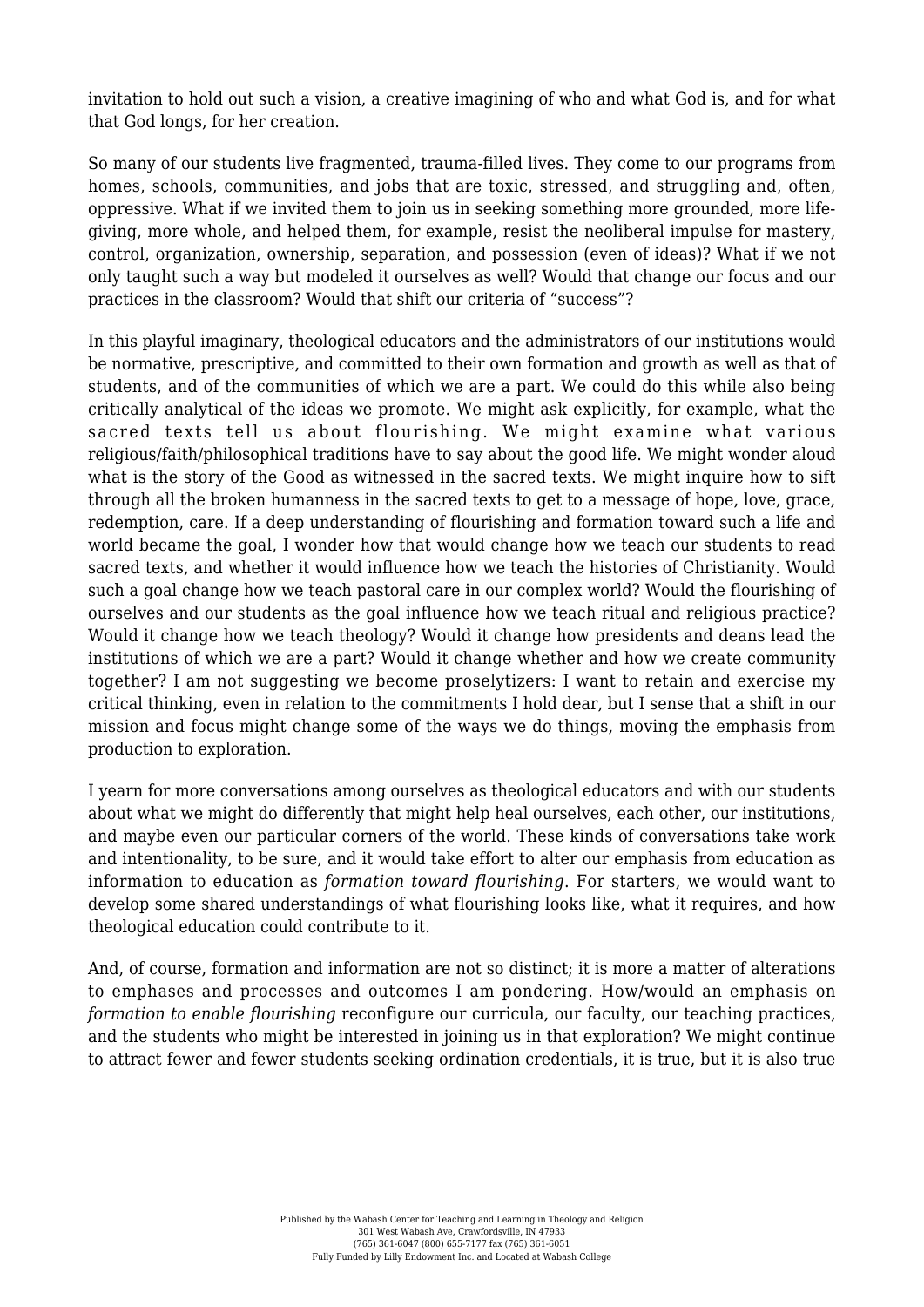invitation to hold out such a vision, a creative imagining of who and what God is, and for what that God longs, for her creation.

So many of our students live fragmented, trauma-filled lives. They come to our programs from homes, schools, communities, and jobs that are toxic, stressed, and struggling and, often, oppressive. What if we invited them to join us in seeking something more grounded, more life-giving, more whole, and helped them, for example, resist the neoliberal impulse for mastery, control, organization, ownership, separation, and possession (even of ideas)? What if we not only taught such a way but modeled it ourselves as well? Would that change our focus and our practices in the classroom? Would that shift our criteria of "success"?

In this playful imaginary, theological educators and the administrators of our institutions would be normative, prescriptive, and committed to their own formation and growth as well as that of students, and of the communities of which we are a part. We could do this while also being critically analytical of the ideas we promote. We might ask explicitly, for example, what the sacred texts tell us about flourishing. We might examine what various religious/faith/philosophical traditions have to say about the good life. We might wonder aloud what is the story of the Good as witnessed in the sacred texts. We might inquire how to sift through all the broken humanness in the sacred texts to get to a message of hope, love, grace, redemption, care. If a deep understanding of flourishing and formation toward such a life and world became the goal, I wonder how that would change how we teach our students to read sacred texts, and whether it would influence how we teach the histories of Christianity. Would such a goal change how we teach pastoral care in our complex world? Would the flourishing of ourselves and our students as the goal influence how we teach ritual and religious practice? Would it change how we teach theology? Would it change how presidents and deans lead the institutions of which we are a part? Would it change whether and how we create community together? I am not suggesting we become proselytizers: I want to retain and exercise my critical thinking, even in relation to the commitments I hold dear, but I sense that a shift in our mission and focus might change some of the ways we do things, moving the emphasis from production to exploration.

I yearn for more conversations among ourselves as theological educators and with our students about what we might do differently that might help heal ourselves, each other, our institutions, and maybe even our particular corners of the world. These kinds of conversations take work and intentionality, to be sure, and it would take effort to alter our emphasis from education as information to education as *formation toward flourishing*. For starters, we would want to develop some shared understandings of what flourishing looks like, what it requires, and how theological education could contribute to it.

And, of course, formation and information are not so distinct; it is more a matter of alterations to emphases and processes and outcomes I am pondering. How/would an emphasis on *formation to enable flourishing* reconfigure our curricula, our faculty, our teaching practices, and the students who might be interested in joining us in that exploration? We might continue to attract fewer and fewer students seeking ordination credentials, it is true, but it is also true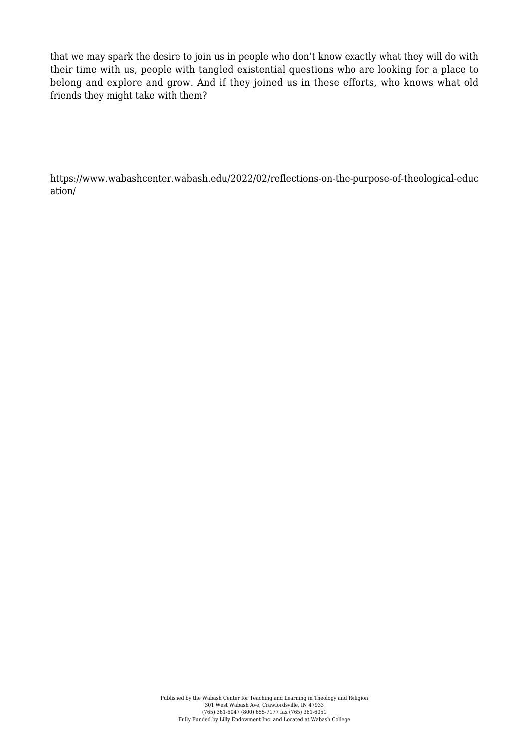that we may spark the desire to join us in people who don't know exactly what they will do with their time with us, people with tangled existential questions who are looking for a place to belong and explore and grow. And if they joined us in these efforts, who knows what old friends they might take with them?

https://www.wabashcenter.wabash.edu/2022/02/reflections-on-the-purpose-of-theological-education/